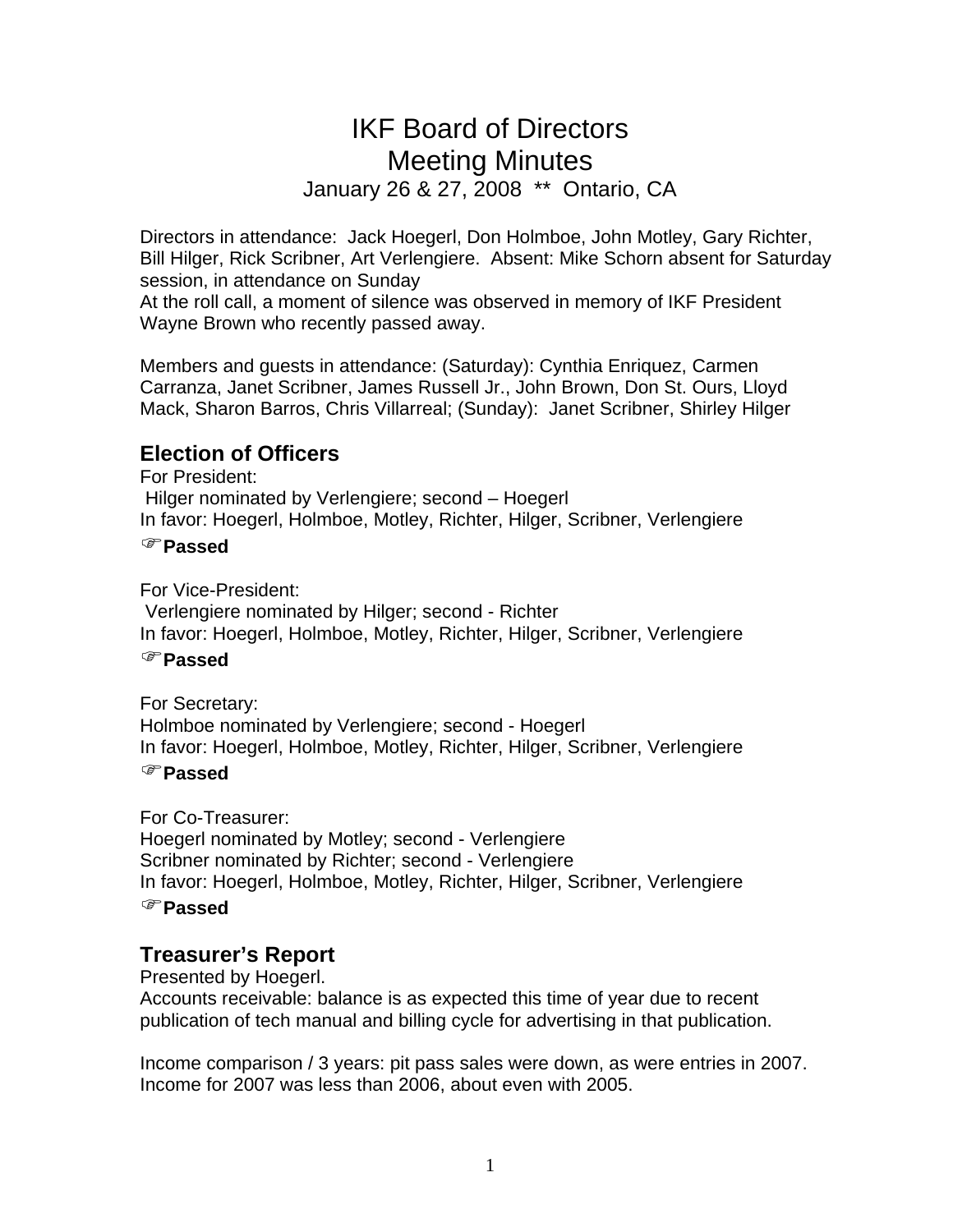# IKF Board of Directors
# Meeting Minutes

January 26 & 27, 2008 ** Ontario, CA

Directors in attendance: Jack Hoegerl, Don Holmboe, John Motley, Gary Richter, Bill Hilger, Rick Scribner, Art Verlengiere. Absent: Mike Schorn absent for Saturday session, in attendance on Sunday

At the roll call, a moment of silence was observed in memory of IKF President Wayne Brown who recently passed away.

Members and guests in attendance: (Saturday): Cynthia Enriquez, Carmen Carranza, Janet Scribner, James Russell Jr., John Brown, Don St. Ours, Lloyd Mack, Sharon Barros, Chris Villarreal; (Sunday): Janet Scribner, Shirley Hilger

## Election of Officers

For President:
Hilger nominated by Verlengiere; second – Hoegerl
In favor: Hoegerl, Holmboe, Motley, Richter, Hilger, Scribner, Verlengiere
☞**Passed**

For Vice-President:
Verlengiere nominated by Hilger; second - Richter
In favor: Hoegerl, Holmboe, Motley, Richter, Hilger, Scribner, Verlengiere
☞**Passed**

For Secretary:
Holmboe nominated by Verlengiere; second - Hoegerl
In favor: Hoegerl, Holmboe, Motley, Richter, Hilger, Scribner, Verlengiere
☞**Passed**

For Co-Treasurer:
Hoegerl nominated by Motley; second - Verlengiere
Scribner nominated by Richter; second - Verlengiere
In favor: Hoegerl, Holmboe, Motley, Richter, Hilger, Scribner, Verlengiere
☞**Passed**

## Treasurer's Report

Presented by Hoegerl.
Accounts receivable: balance is as expected this time of year due to recent publication of tech manual and billing cycle for advertising in that publication.

Income comparison / 3 years: pit pass sales were down, as were entries in 2007. Income for 2007 was less than 2006, about even with 2005.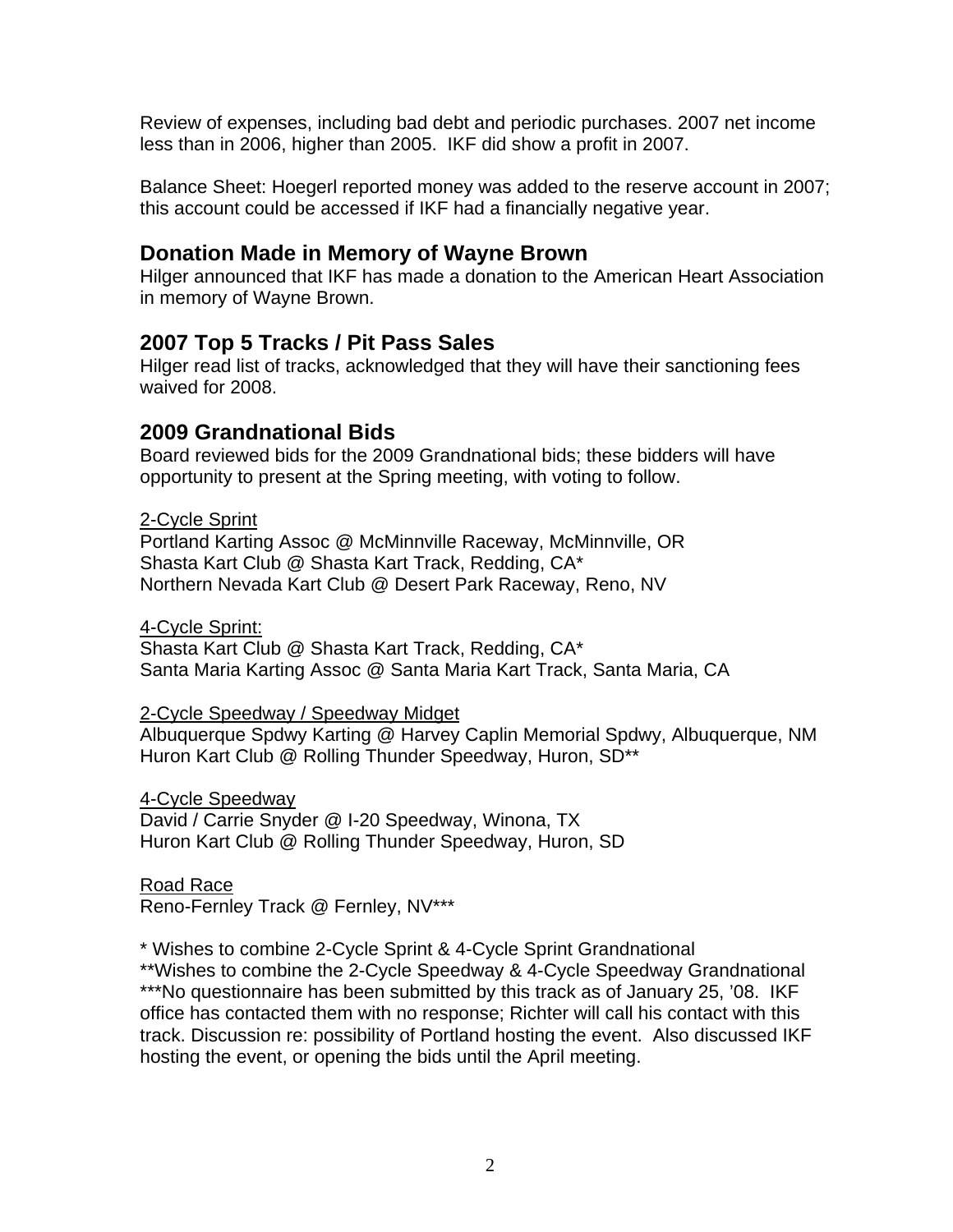Review of expenses, including bad debt and periodic purchases. 2007 net income less than in 2006, higher than 2005. IKF did show a profit in 2007.

Balance Sheet: Hoegerl reported money was added to the reserve account in 2007; this account could be accessed if IKF had a financially negative year.

## Donation Made in Memory of Wayne Brown

Hilger announced that IKF has made a donation to the American Heart Association in memory of Wayne Brown.

## 2007 Top 5 Tracks / Pit Pass Sales

Hilger read list of tracks, acknowledged that they will have their sanctioning fees waived for 2008.

## 2009 Grandnational Bids

Board reviewed bids for the 2009 Grandnational bids; these bidders will have opportunity to present at the Spring meeting, with voting to follow.

<u>2-Cycle Sprint</u>
Portland Karting Assoc @ McMinnville Raceway, McMinnville, OR
Shasta Kart Club @ Shasta Kart Track, Redding, CA*
Northern Nevada Kart Club @ Desert Park Raceway, Reno, NV

<u>4-Cycle Sprint:</u>
Shasta Kart Club @ Shasta Kart Track, Redding, CA*
Santa Maria Karting Assoc @ Santa Maria Kart Track, Santa Maria, CA

<u>2-Cycle Speedway / Speedway Midget</u>
Albuquerque Spdwy Karting @ Harvey Caplin Memorial Spdwy, Albuquerque, NM
Huron Kart Club @ Rolling Thunder Speedway, Huron, SD**

<u>4-Cycle Speedway</u>
David / Carrie Snyder @ I-20 Speedway, Winona, TX
Huron Kart Club @ Rolling Thunder Speedway, Huron, SD

<u>Road Race</u>
Reno-Fernley Track @ Fernley, NV***

* Wishes to combine 2-Cycle Sprint & 4-Cycle Sprint Grandnational
**Wishes to combine the 2-Cycle Speedway & 4-Cycle Speedway Grandnational
***No questionnaire has been submitted by this track as of January 25, '08. IKF office has contacted them with no response; Richter will call his contact with this track. Discussion re: possibility of Portland hosting the event. Also discussed IKF hosting the event, or opening the bids until the April meeting.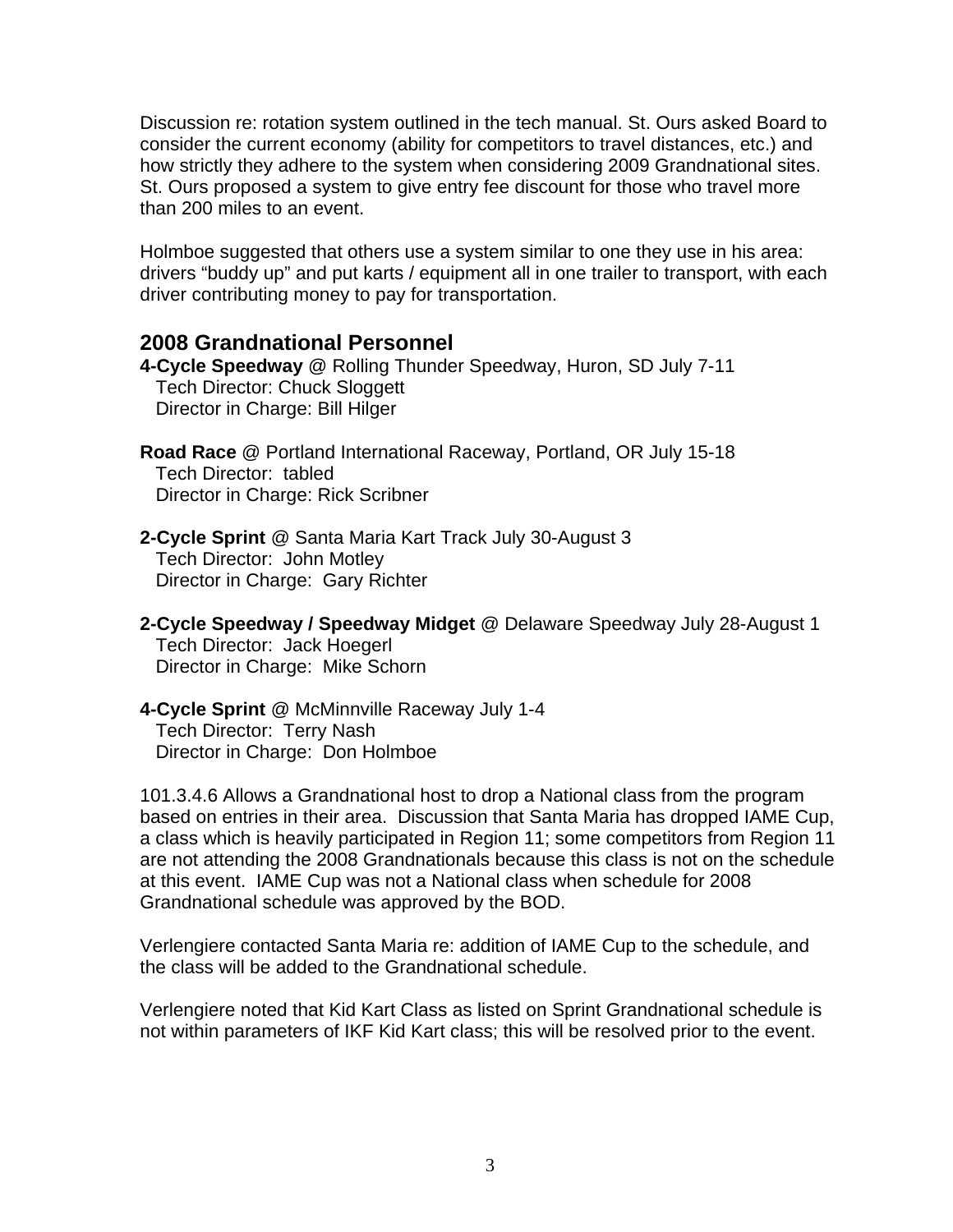Discussion re: rotation system outlined in the tech manual. St. Ours asked Board to consider the current economy (ability for competitors to travel distances, etc.) and how strictly they adhere to the system when considering 2009 Grandnational sites. St. Ours proposed a system to give entry fee discount for those who travel more than 200 miles to an event.

Holmboe suggested that others use a system similar to one they use in his area: drivers “buddy up” and put karts / equipment all in one trailer to transport, with each driver contributing money to pay for transportation.

## 2008 Grandnational Personnel

**4-Cycle Speedway** @ Rolling Thunder Speedway, Huron, SD July 7-11
Tech Director: Chuck Sloggett
Director in Charge: Bill Hilger

**Road Race** @ Portland International Raceway, Portland, OR July 15-18
Tech Director: tabled
Director in Charge: Rick Scribner

**2-Cycle Sprint** @ Santa Maria Kart Track July 30-August 3
Tech Director: John Motley
Director in Charge: Gary Richter

**2-Cycle Speedway / Speedway Midget** @ Delaware Speedway July 28-August 1
Tech Director: Jack Hoegerl
Director in Charge: Mike Schorn

**4-Cycle Sprint** @ McMinnville Raceway July 1-4
Tech Director: Terry Nash
Director in Charge: Don Holmboe

101.3.4.6 Allows a Grandnational host to drop a National class from the program based on entries in their area. Discussion that Santa Maria has dropped IAME Cup, a class which is heavily participated in Region 11; some competitors from Region 11 are not attending the 2008 Grandnationals because this class is not on the schedule at this event. IAME Cup was not a National class when schedule for 2008 Grandnational schedule was approved by the BOD.

Verlengiere contacted Santa Maria re: addition of IAME Cup to the schedule, and the class will be added to the Grandnational schedule.

Verlengiere noted that Kid Kart Class as listed on Sprint Grandnational schedule is not within parameters of IKF Kid Kart class; this will be resolved prior to the event.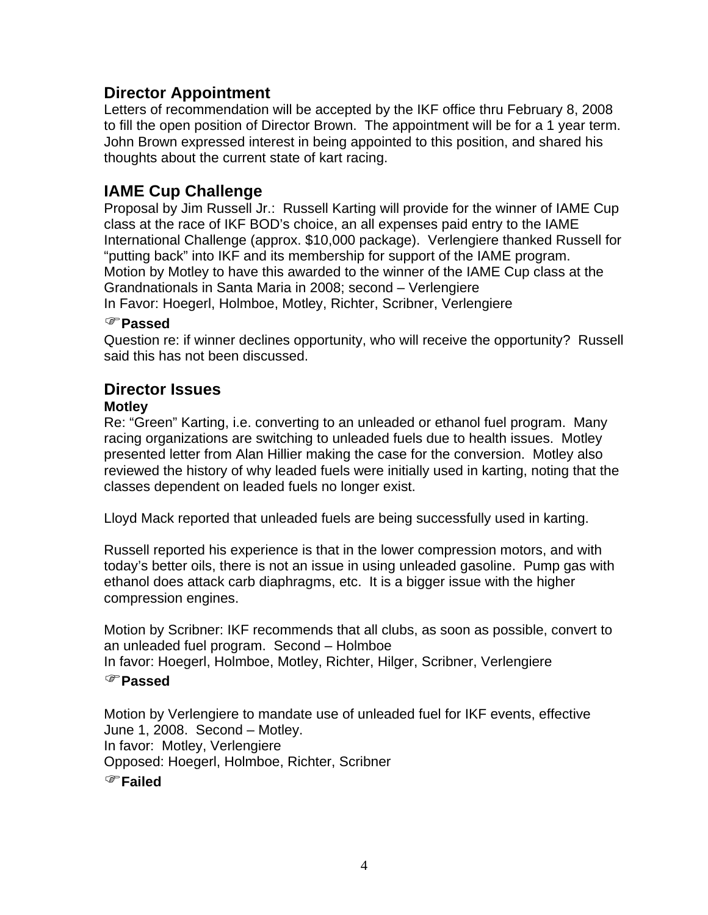## Director Appointment

Letters of recommendation will be accepted by the IKF office thru February 8, 2008 to fill the open position of Director Brown. The appointment will be for a 1 year term. John Brown expressed interest in being appointed to this position, and shared his thoughts about the current state of kart racing.

## IAME Cup Challenge

Proposal by Jim Russell Jr.: Russell Karting will provide for the winner of IAME Cup class at the race of IKF BOD's choice, an all expenses paid entry to the IAME International Challenge (approx. $10,000 package). Verlengiere thanked Russell for "putting back" into IKF and its membership for support of the IAME program.
Motion by Motley to have this awarded to the winner of the IAME Cup class at the Grandnationals in Santa Maria in 2008; second – Verlengiere
In Favor: Hoegerl, Holmboe, Motley, Richter, Scribner, Verlengiere

☞**Passed**

Question re: if winner declines opportunity, who will receive the opportunity? Russell said this has not been discussed.

## Director Issues

**Motley**

Re: "Green" Karting, i.e. converting to an unleaded or ethanol fuel program. Many racing organizations are switching to unleaded fuels due to health issues. Motley presented letter from Alan Hillier making the case for the conversion. Motley also reviewed the history of why leaded fuels were initially used in karting, noting that the classes dependent on leaded fuels no longer exist.

Lloyd Mack reported that unleaded fuels are being successfully used in karting.

Russell reported his experience is that in the lower compression motors, and with today's better oils, there is not an issue in using unleaded gasoline. Pump gas with ethanol does attack carb diaphragms, etc. It is a bigger issue with the higher compression engines.

Motion by Scribner: IKF recommends that all clubs, as soon as possible, convert to an unleaded fuel program. Second – Holmboe
In favor: Hoegerl, Holmboe, Motley, Richter, Hilger, Scribner, Verlengiere

☞**Passed**

Motion by Verlengiere to mandate use of unleaded fuel for IKF events, effective June 1, 2008. Second – Motley.
In favor: Motley, Verlengiere
Opposed: Hoegerl, Holmboe, Richter, Scribner

☞**Failed**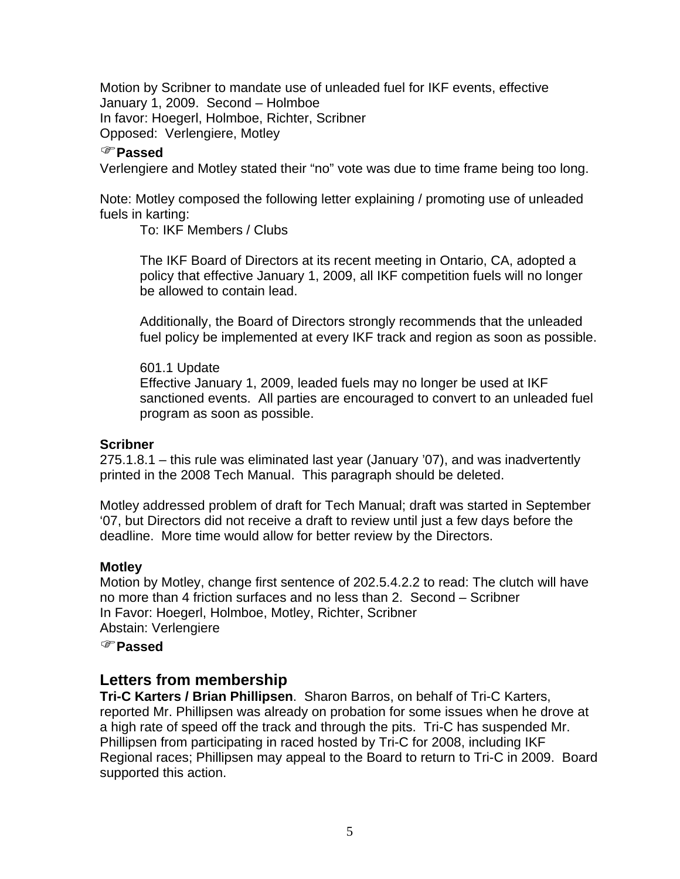Motion by Scribner to mandate use of unleaded fuel for IKF events, effective January 1, 2009. Second – Holmboe
In favor: Hoegerl, Holmboe, Richter, Scribner
Opposed: Verlengiere, Motley

☞**Passed**

Verlengiere and Motley stated their "no" vote was due to time frame being too long.

Note: Motley composed the following letter explaining / promoting use of unleaded fuels in karting:

> To: IKF Members / Clubs
>
> The IKF Board of Directors at its recent meeting in Ontario, CA, adopted a policy that effective January 1, 2009, all IKF competition fuels will no longer be allowed to contain lead.
>
> Additionally, the Board of Directors strongly recommends that the unleaded fuel policy be implemented at every IKF track and region as soon as possible.
>
> 601.1 Update
> Effective January 1, 2009, leaded fuels may no longer be used at IKF sanctioned events. All parties are encouraged to convert to an unleaded fuel program as soon as possible.

**Scribner**

275.1.8.1 – this rule was eliminated last year (January '07), and was inadvertently printed in the 2008 Tech Manual. This paragraph should be deleted.

Motley addressed problem of draft for Tech Manual; draft was started in September '07, but Directors did not receive a draft to review until just a few days before the deadline. More time would allow for better review by the Directors.

**Motley**

Motion by Motley, change first sentence of 202.5.4.2.2 to read: The clutch will have no more than 4 friction surfaces and no less than 2. Second – Scribner
In Favor: Hoegerl, Holmboe, Motley, Richter, Scribner
Abstain: Verlengiere

☞**Passed**

## Letters from membership

**Tri-C Karters / Brian Phillipsen**. Sharon Barros, on behalf of Tri-C Karters, reported Mr. Phillipsen was already on probation for some issues when he drove at a high rate of speed off the track and through the pits. Tri-C has suspended Mr. Phillipsen from participating in raced hosted by Tri-C for 2008, including IKF Regional races; Phillipsen may appeal to the Board to return to Tri-C in 2009. Board supported this action.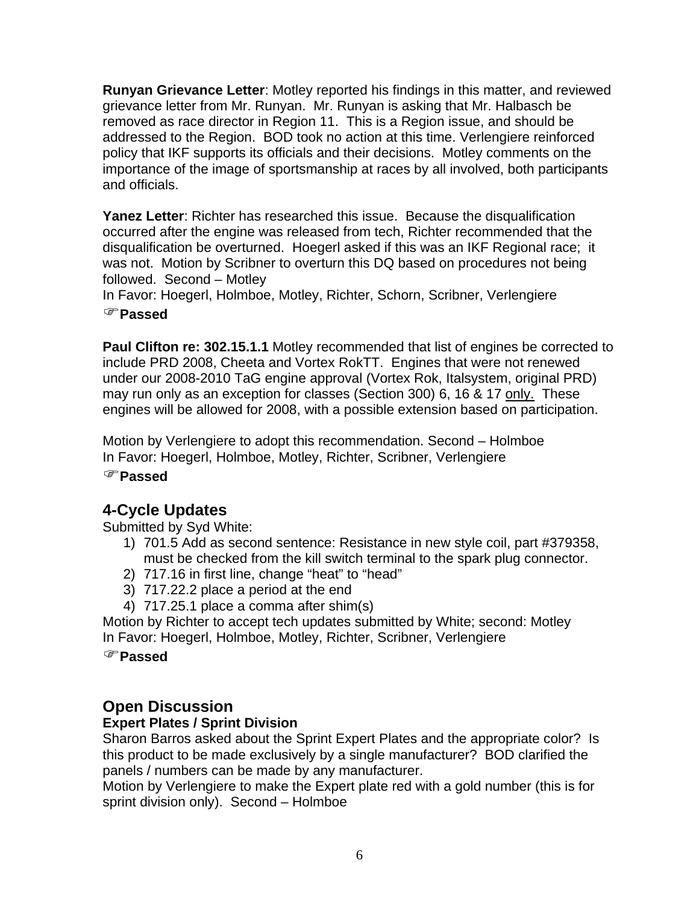**Runyan Grievance Letter**: Motley reported his findings in this matter, and reviewed grievance letter from Mr. Runyan. Mr. Runyan is asking that Mr. Halbasch be removed as race director in Region 11. This is a Region issue, and should be addressed to the Region. BOD took no action at this time. Verlengiere reinforced policy that IKF supports its officials and their decisions. Motley comments on the importance of the image of sportsmanship at races by all involved, both participants and officials.

**Yanez Letter**: Richter has researched this issue. Because the disqualification occurred after the engine was released from tech, Richter recommended that the disqualification be overturned. Hoegerl asked if this was an IKF Regional race; it was not. Motion by Scribner to overturn this DQ based on procedures not being followed. Second – Motley
In Favor: Hoegerl, Holmboe, Motley, Richter, Schorn, Scribner, Verlengiere
☞**Passed**

**Paul Clifton re: 302.15.1.1** Motley recommended that list of engines be corrected to include PRD 2008, Cheeta and Vortex RokTT. Engines that were not renewed under our 2008-2010 TaG engine approval (Vortex Rok, Italsystem, original PRD) may run only as an exception for classes (Section 300) 6, 16 & 17 only. These engines will be allowed for 2008, with a possible extension based on participation.

Motion by Verlengiere to adopt this recommendation. Second – Holmboe
In Favor: Hoegerl, Holmboe, Motley, Richter, Scribner, Verlengiere
☞**Passed**

## 4-Cycle Updates

Submitted by Syd White:

1) 701.5 Add as second sentence: Resistance in new style coil, part #379358, must be checked from the kill switch terminal to the spark plug connector.
2) 717.16 in first line, change "heat" to "head"
3) 717.22.2 place a period at the end
4) 717.25.1 place a comma after shim(s)

Motion by Richter to accept tech updates submitted by White; second: Motley
In Favor: Hoegerl, Holmboe, Motley, Richter, Scribner, Verlengiere
☞**Passed**

## Open Discussion

### Expert Plates / Sprint Division

Sharon Barros asked about the Sprint Expert Plates and the appropriate color? Is this product to be made exclusively by a single manufacturer? BOD clarified the panels / numbers can be made by any manufacturer.
Motion by Verlengiere to make the Expert plate red with a gold number (this is for sprint division only). Second – Holmboe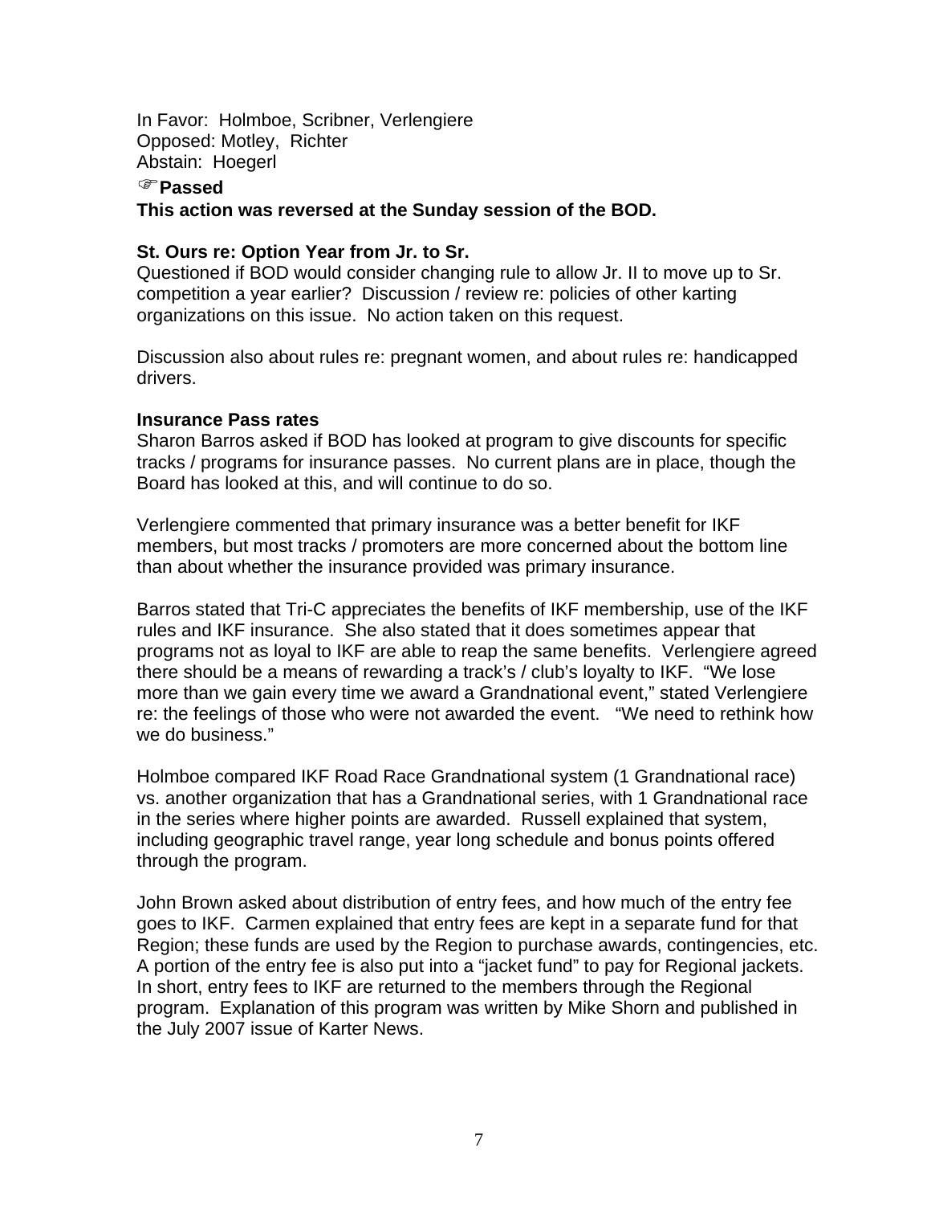In Favor: Holmboe, Scribner, Verlengiere
Opposed: Motley, Richter
Abstain: Hoegerl

☞**Passed**

**This action was reversed at the Sunday session of the BOD.**

**St. Ours re: Option Year from Jr. to Sr.**

Questioned if BOD would consider changing rule to allow Jr. II to move up to Sr. competition a year earlier? Discussion / review re: policies of other karting organizations on this issue. No action taken on this request.

Discussion also about rules re: pregnant women, and about rules re: handicapped drivers.

**Insurance Pass rates**

Sharon Barros asked if BOD has looked at program to give discounts for specific tracks / programs for insurance passes. No current plans are in place, though the Board has looked at this, and will continue to do so.

Verlengiere commented that primary insurance was a better benefit for IKF members, but most tracks / promoters are more concerned about the bottom line than about whether the insurance provided was primary insurance.

Barros stated that Tri-C appreciates the benefits of IKF membership, use of the IKF rules and IKF insurance. She also stated that it does sometimes appear that programs not as loyal to IKF are able to reap the same benefits. Verlengiere agreed there should be a means of rewarding a track's / club's loyalty to IKF. "We lose more than we gain every time we award a Grandnational event," stated Verlengiere re: the feelings of those who were not awarded the event. "We need to rethink how we do business."

Holmboe compared IKF Road Race Grandnational system (1 Grandnational race) vs. another organization that has a Grandnational series, with 1 Grandnational race in the series where higher points are awarded. Russell explained that system, including geographic travel range, year long schedule and bonus points offered through the program.

John Brown asked about distribution of entry fees, and how much of the entry fee goes to IKF. Carmen explained that entry fees are kept in a separate fund for that Region; these funds are used by the Region to purchase awards, contingencies, etc. A portion of the entry fee is also put into a "jacket fund" to pay for Regional jackets. In short, entry fees to IKF are returned to the members through the Regional program. Explanation of this program was written by Mike Shorn and published in the July 2007 issue of Karter News.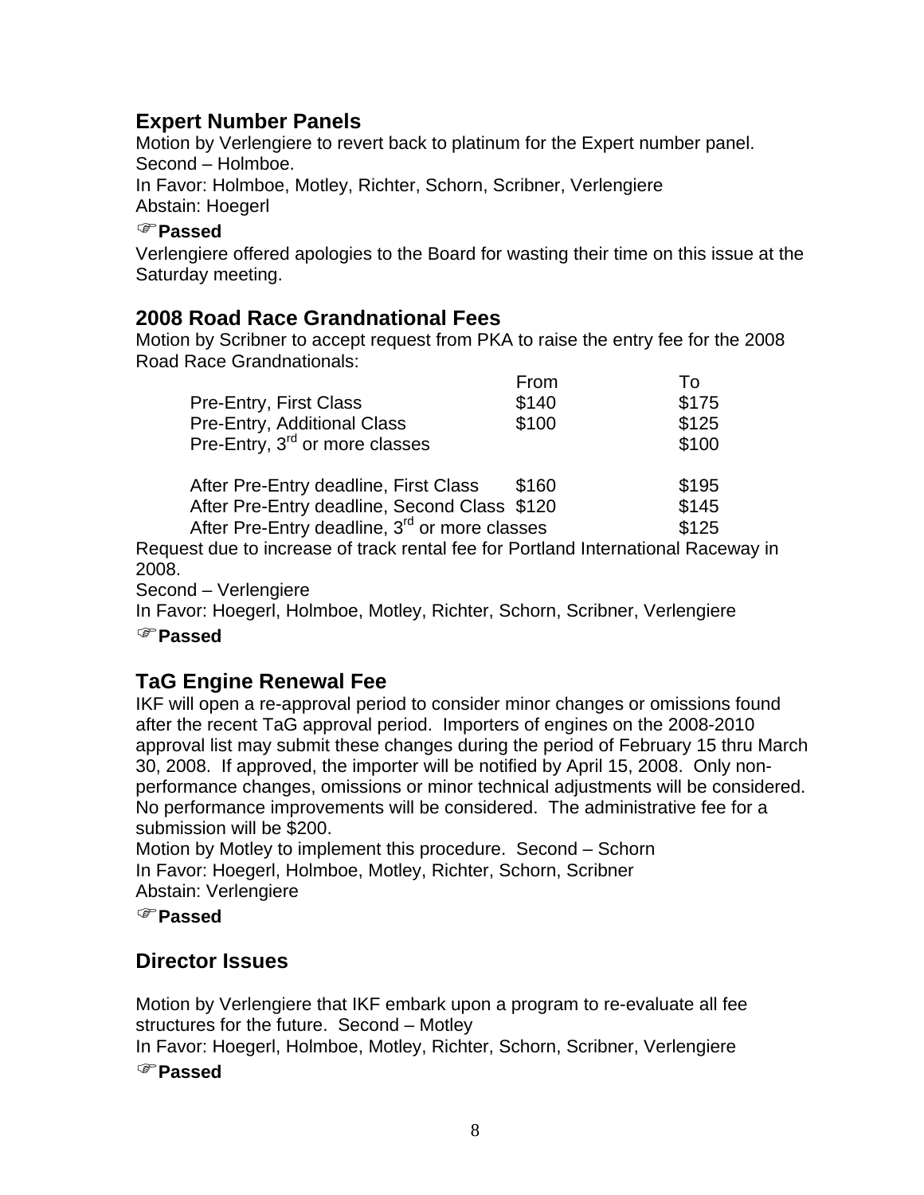## Expert Number Panels

Motion by Verlengiere to revert back to platinum for the Expert number panel.
Second – Holmboe.
In Favor: Holmboe, Motley, Richter, Schorn, Scribner, Verlengiere
Abstain: Hoegerl

☞**Passed**

Verlengiere offered apologies to the Board for wasting their time on this issue at the Saturday meeting.

## 2008 Road Race Grandnational Fees

Motion by Scribner to accept request from PKA to raise the entry fee for the 2008 Road Race Grandnationals:

| | From | To |
|---|---|---|
| Pre-Entry, First Class | \$140 | \$175 |
| Pre-Entry, Additional Class | \$100 | \$125 |
| Pre-Entry, 3rd or more classes | | \$100 |
| | | |
| After Pre-Entry deadline, First Class | \$160 | \$195 |
| After Pre-Entry deadline, Second Class | \$120 | \$145 |
| After Pre-Entry deadline, 3rd or more classes | | \$125 |

Request due to increase of track rental fee for Portland International Raceway in 2008.
Second – Verlengiere
In Favor: Hoegerl, Holmboe, Motley, Richter, Schorn, Scribner, Verlengiere

☞**Passed**

## TaG Engine Renewal Fee

IKF will open a re-approval period to consider minor changes or omissions found after the recent TaG approval period. Importers of engines on the 2008-2010 approval list may submit these changes during the period of February 15 thru March 30, 2008. If approved, the importer will be notified by April 15, 2008. Only non-performance changes, omissions or minor technical adjustments will be considered. No performance improvements will be considered. The administrative fee for a submission will be \$200.
Motion by Motley to implement this procedure. Second – Schorn
In Favor: Hoegerl, Holmboe, Motley, Richter, Schorn, Scribner
Abstain: Verlengiere

☞**Passed**

## Director Issues

Motion by Verlengiere that IKF embark upon a program to re-evaluate all fee structures for the future. Second – Motley
In Favor: Hoegerl, Holmboe, Motley, Richter, Schorn, Scribner, Verlengiere

☞**Passed**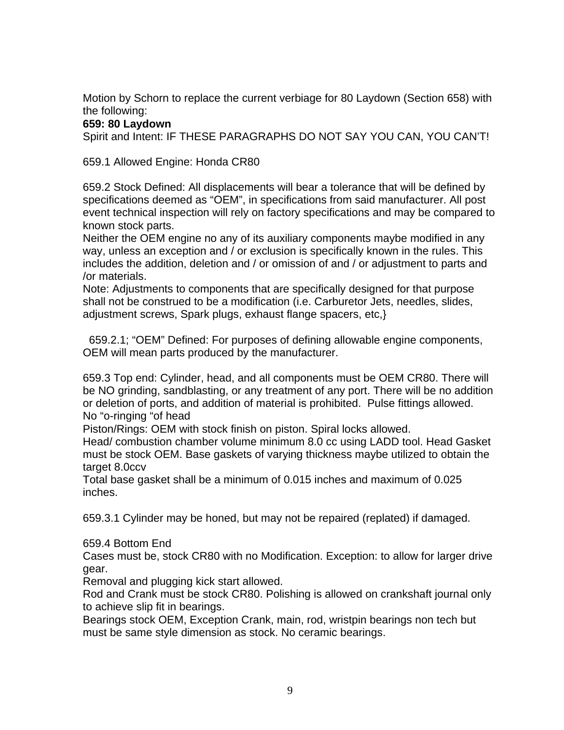Motion by Schorn to replace the current verbiage for 80 Laydown (Section 658) with the following:

**659: 80 Laydown**

Spirit and Intent: IF THESE PARAGRAPHS DO NOT SAY YOU CAN, YOU CAN'T!

659.1 Allowed Engine: Honda CR80

659.2 Stock Defined: All displacements will bear a tolerance that will be defined by specifications deemed as "OEM", in specifications from said manufacturer. All post event technical inspection will rely on factory specifications and may be compared to known stock parts.

Neither the OEM engine no any of its auxiliary components maybe modified in any way, unless an exception and / or exclusion is specifically known in the rules. This includes the addition, deletion and / or omission of and / or adjustment to parts and /or materials.

Note: Adjustments to components that are specifically designed for that purpose shall not be construed to be a modification (i.e. Carburetor Jets, needles, slides, adjustment screws, Spark plugs, exhaust flange spacers, etc,}

659.2.1; "OEM" Defined: For purposes of defining allowable engine components, OEM will mean parts produced by the manufacturer.

659.3 Top end: Cylinder, head, and all components must be OEM CR80. There will be NO grinding, sandblasting, or any treatment of any port. There will be no addition or deletion of ports, and addition of material is prohibited. Pulse fittings allowed. No "o-ringing "of head

Piston/Rings: OEM with stock finish on piston. Spiral locks allowed.

Head/ combustion chamber volume minimum 8.0 cc using LADD tool. Head Gasket must be stock OEM. Base gaskets of varying thickness maybe utilized to obtain the target 8.0ccv

Total base gasket shall be a minimum of 0.015 inches and maximum of 0.025 inches.

659.3.1 Cylinder may be honed, but may not be repaired (replated) if damaged.

659.4 Bottom End

Cases must be, stock CR80 with no Modification. Exception: to allow for larger drive gear.

Removal and plugging kick start allowed.

Rod and Crank must be stock CR80. Polishing is allowed on crankshaft journal only to achieve slip fit in bearings.

Bearings stock OEM, Exception Crank, main, rod, wristpin bearings non tech but must be same style dimension as stock. No ceramic bearings.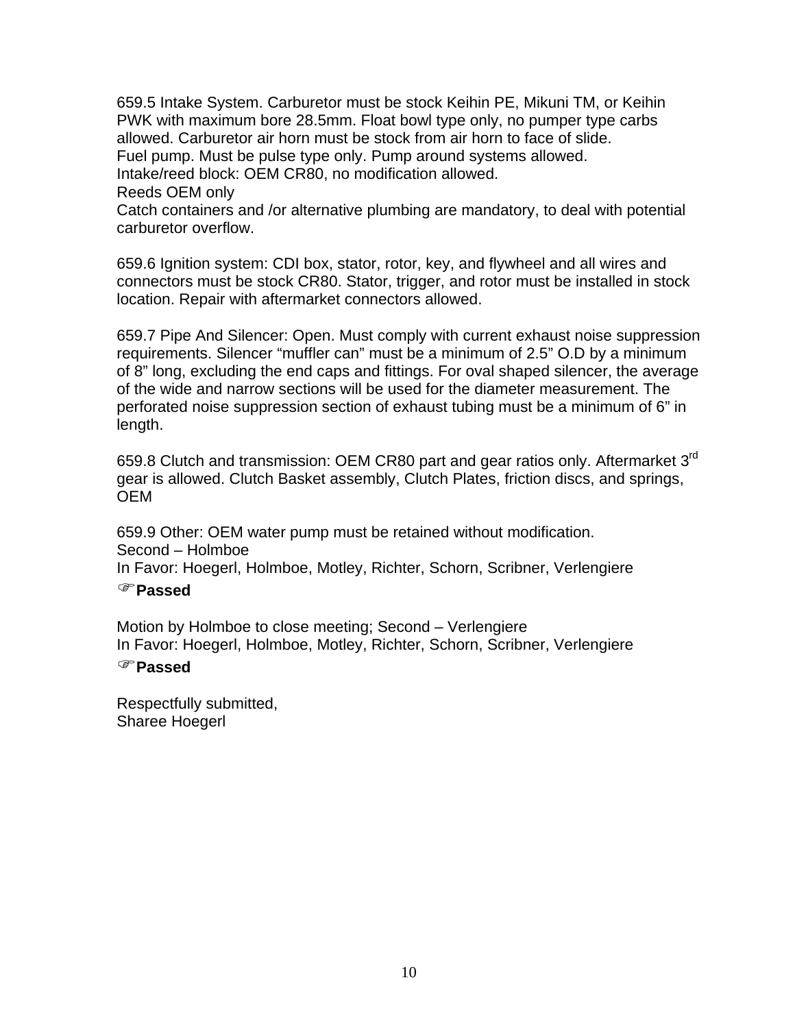659.5 Intake System. Carburetor must be stock Keihin PE, Mikuni TM, or Keihin PWK with maximum bore 28.5mm. Float bowl type only, no pumper type carbs allowed. Carburetor air horn must be stock from air horn to face of slide.
Fuel pump. Must be pulse type only. Pump around systems allowed.
Intake/reed block: OEM CR80, no modification allowed.
Reeds OEM only
Catch containers and /or alternative plumbing are mandatory, to deal with potential carburetor overflow.

659.6 Ignition system: CDI box, stator, rotor, key, and flywheel and all wires and connectors must be stock CR80. Stator, trigger, and rotor must be installed in stock location. Repair with aftermarket connectors allowed.

659.7 Pipe And Silencer: Open. Must comply with current exhaust noise suppression requirements. Silencer “muffler can” must be a minimum of 2.5” O.D by a minimum of 8” long, excluding the end caps and fittings. For oval shaped silencer, the average of the wide and narrow sections will be used for the diameter measurement. The perforated noise suppression section of exhaust tubing must be a minimum of 6” in length.

659.8 Clutch and transmission: OEM CR80 part and gear ratios only. Aftermarket 3rd gear is allowed. Clutch Basket assembly, Clutch Plates, friction discs, and springs, OEM

659.9 Other: OEM water pump must be retained without modification.
Second – Holmboe
In Favor: Hoegerl, Holmboe, Motley, Richter, Schorn, Scribner, Verlengiere
☞**Passed**

Motion by Holmboe to close meeting; Second – Verlengiere
In Favor: Hoegerl, Holmboe, Motley, Richter, Schorn, Scribner, Verlengiere
☞**Passed**

Respectfully submitted,
Sharee Hoegerl